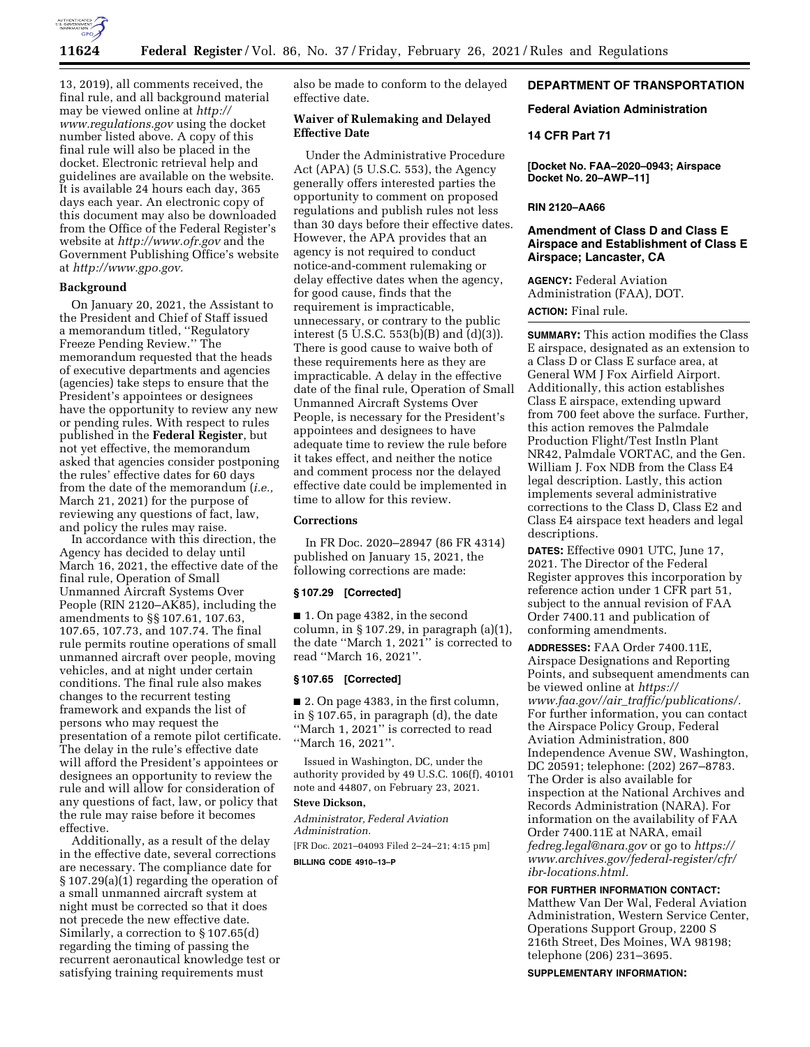13, 2019), all comments received, the final rule, and all background material may be viewed online at *http://www.regulations.gov* using the docket number listed above. A copy of this final rule will also be placed in the docket. Electronic retrieval help and guidelines are available on the website. It is available 24 hours each day, 365 days each year. An electronic copy of this document may also be downloaded from the Office of the Federal Register's website at *http://www.ofr.gov* and the Government Publishing Office's website at *http://www.gpo.gov.*

## Background

On January 20, 2021, the Assistant to the President and Chief of Staff issued a memorandum titled, ''Regulatory Freeze Pending Review.'' The memorandum requested that the heads of executive departments and agencies (agencies) take steps to ensure that the President's appointees or designees have the opportunity to review any new or pending rules. With respect to rules published in the **Federal Register**, but not yet effective, the memorandum asked that agencies consider postponing the rules' effective dates for 60 days from the date of the memorandum (*i.e.,* March 21, 2021) for the purpose of reviewing any questions of fact, law, and policy the rules may raise.

In accordance with this direction, the Agency has decided to delay until March 16, 2021, the effective date of the final rule, Operation of Small Unmanned Aircraft Systems Over People (RIN 2120–AK85), including the amendments to §§ 107.61, 107.63, 107.65, 107.73, and 107.74. The final rule permits routine operations of small unmanned aircraft over people, moving vehicles, and at night under certain conditions. The final rule also makes changes to the recurrent testing framework and expands the list of persons who may request the presentation of a remote pilot certificate. The delay in the rule's effective date will afford the President's appointees or designees an opportunity to review the rule and will allow for consideration of any questions of fact, law, or policy that the rule may raise before it becomes effective.

Additionally, as a result of the delay in the effective date, several corrections are necessary. The compliance date for § 107.29(a)(1) regarding the operation of a small unmanned aircraft system at night must be corrected so that it does not precede the new effective date. Similarly, a correction to § 107.65(d) regarding the timing of passing the recurrent aeronautical knowledge test or satisfying training requirements must also be made to conform to the delayed effective date.

## Waiver of Rulemaking and Delayed Effective Date

Under the Administrative Procedure Act (APA) (5 U.S.C. 553), the Agency generally offers interested parties the opportunity to comment on proposed regulations and publish rules not less than 30 days before their effective dates. However, the APA provides that an agency is not required to conduct notice-and-comment rulemaking or delay effective dates when the agency, for good cause, finds that the requirement is impracticable, unnecessary, or contrary to the public interest (5 U.S.C. 553(b)(B) and (d)(3)). There is good cause to waive both of these requirements here as they are impracticable. A delay in the effective date of the final rule, Operation of Small Unmanned Aircraft Systems Over People, is necessary for the President's appointees and designees to have adequate time to review the rule before it takes effect, and neither the notice and comment process nor the delayed effective date could be implemented in time to allow for this review.

## Corrections

In FR Doc. 2020–28947 (86 FR 4314) published on January 15, 2021, the following corrections are made:

### § 107.29 [Corrected]

■ 1. On page 4382, in the second column, in § 107.29, in paragraph (a)(1), the date ''March 1, 2021'' is corrected to read ''March 16, 2021''.

### § 107.65 [Corrected]

■ 2. On page 4383, in the first column, in § 107.65, in paragraph (d), the date ''March 1, 2021'' is corrected to read ''March 16, 2021''.

Issued in Washington, DC, under the authority provided by 49 U.S.C. 106(f), 40101 note and 44807, on February 23, 2021.

**Steve Dickson,**

*Administrator, Federal Aviation Administration.*

[FR Doc. 2021–04093 Filed 2–24–21; 4:15 pm]

**BILLING CODE 4910–13–P**

## DEPARTMENT OF TRANSPORTATION

## Federal Aviation Administration

## 14 CFR Part 71

**[Docket No. FAA–2020–0943; Airspace Docket No. 20–AWP–11]**

**RIN 2120–AA66**

# Amendment of Class D and Class E Airspace and Establishment of Class E Airspace; Lancaster, CA

**AGENCY:** Federal Aviation Administration (FAA), DOT.

**ACTION:** Final rule.

**SUMMARY:** This action modifies the Class E airspace, designated as an extension to a Class D or Class E surface area, at General WM J Fox Airfield Airport. Additionally, this action establishes Class E airspace, extending upward from 700 feet above the surface. Further, this action removes the Palmdale Production Flight/Test Instln Plant NR42, Palmdale VORTAC, and the Gen. William J. Fox NDB from the Class E4 legal description. Lastly, this action implements several administrative corrections to the Class D, Class E2 and Class E4 airspace text headers and legal descriptions.

**DATES:** Effective 0901 UTC, June 17, 2021. The Director of the Federal Register approves this incorporation by reference action under 1 CFR part 51, subject to the annual revision of FAA Order 7400.11 and publication of conforming amendments.

**ADDRESSES:** FAA Order 7400.11E, Airspace Designations and Reporting Points, and subsequent amendments can be viewed online at *https://www.faa.gov//air_traffic/publications/.* For further information, you can contact the Airspace Policy Group, Federal Aviation Administration, 800 Independence Avenue SW, Washington, DC 20591; telephone: (202) 267–8783. The Order is also available for inspection at the National Archives and Records Administration (NARA). For information on the availability of FAA Order 7400.11E at NARA, email *fedreg.legal@nara.gov* or go to *https://www.archives.gov/federal-register/cfr/ibr-locations.html.*

**FOR FURTHER INFORMATION CONTACT:** Matthew Van Der Wal, Federal Aviation Administration, Western Service Center, Operations Support Group, 2200 S 216th Street, Des Moines, WA 98198; telephone (206) 231–3695.

**SUPPLEMENTARY INFORMATION:**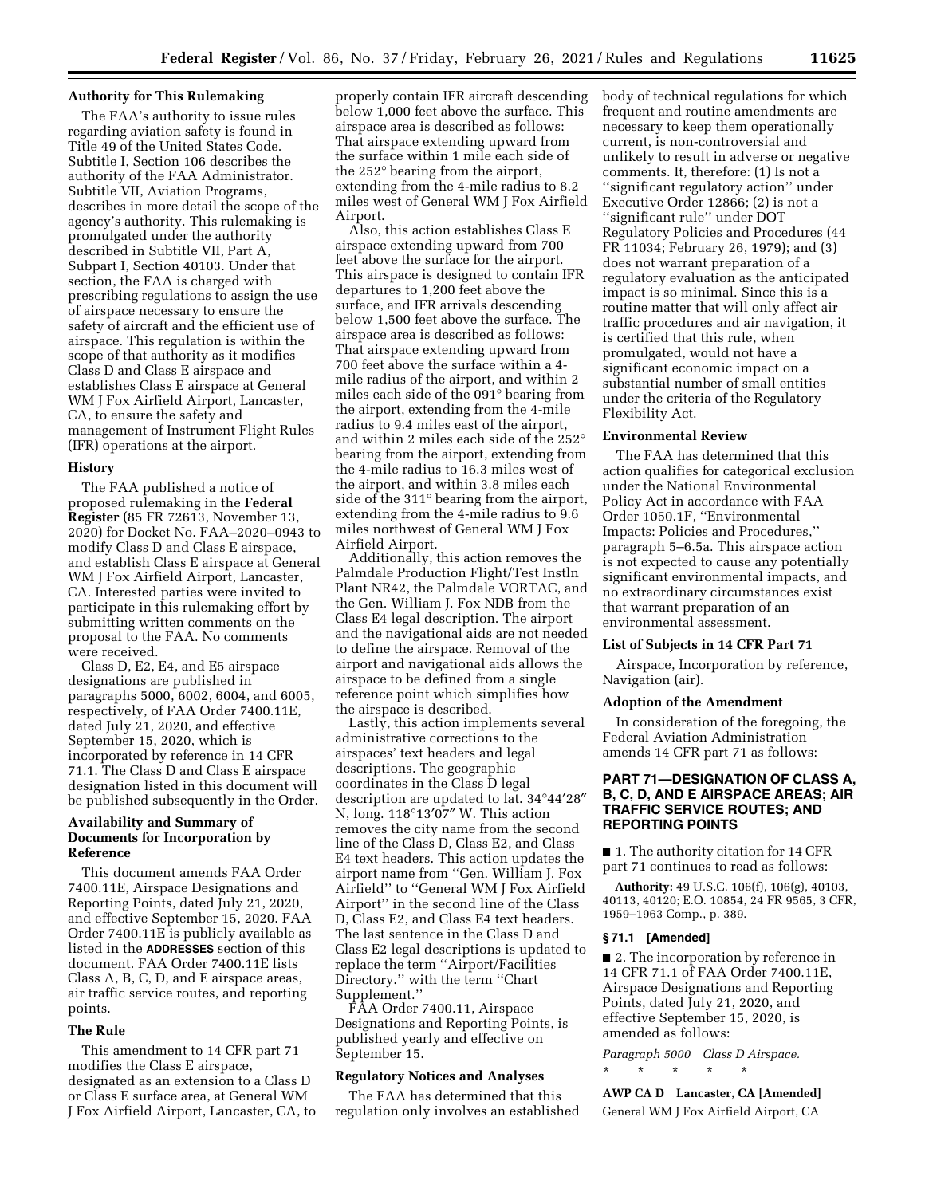### Authority for This Rulemaking

The FAA's authority to issue rules regarding aviation safety is found in Title 49 of the United States Code. Subtitle I, Section 106 describes the authority of the FAA Administrator. Subtitle VII, Aviation Programs, describes in more detail the scope of the agency's authority. This rulemaking is promulgated under the authority described in Subtitle VII, Part A, Subpart I, Section 40103. Under that section, the FAA is charged with prescribing regulations to assign the use of airspace necessary to ensure the safety of aircraft and the efficient use of airspace. This regulation is within the scope of that authority as it modifies Class D and Class E airspace and establishes Class E airspace at General WM J Fox Airfield Airport, Lancaster, CA, to ensure the safety and management of Instrument Flight Rules (IFR) operations at the airport.

### History

The FAA published a notice of proposed rulemaking in the **Federal Register** (85 FR 72613, November 13, 2020) for Docket No. FAA–2020–0943 to modify Class D and Class E airspace, and establish Class E airspace at General WM J Fox Airfield Airport, Lancaster, CA. Interested parties were invited to participate in this rulemaking effort by submitting written comments on the proposal to the FAA. No comments were received.

Class D, E2, E4, and E5 airspace designations are published in paragraphs 5000, 6002, 6004, and 6005, respectively, of FAA Order 7400.11E, dated July 21, 2020, and effective September 15, 2020, which is incorporated by reference in 14 CFR 71.1. The Class D and Class E airspace designation listed in this document will be published subsequently in the Order.

### Availability and Summary of Documents for Incorporation by Reference

This document amends FAA Order 7400.11E, Airspace Designations and Reporting Points, dated July 21, 2020, and effective September 15, 2020. FAA Order 7400.11E is publicly available as listed in the **ADDRESSES** section of this document. FAA Order 7400.11E lists Class A, B, C, D, and E airspace areas, air traffic service routes, and reporting points.

### The Rule

This amendment to 14 CFR part 71 modifies the Class E airspace, designated as an extension to a Class D or Class E surface area, at General WM J Fox Airfield Airport, Lancaster, CA, to properly contain IFR aircraft descending below 1,000 feet above the surface. This airspace area is described as follows: That airspace extending upward from the surface within 1 mile each side of the 252° bearing from the airport, extending from the 4-mile radius to 8.2 miles west of General WM J Fox Airfield Airport.

Also, this action establishes Class E airspace extending upward from 700 feet above the surface for the airport. This airspace is designed to contain IFR departures to 1,200 feet above the surface, and IFR arrivals descending below 1,500 feet above the surface. The airspace area is described as follows: That airspace extending upward from 700 feet above the surface within a 4-mile radius of the airport, and within 2 miles each side of the 091° bearing from the airport, extending from the 4-mile radius to 9.4 miles east of the airport, and within 2 miles each side of the 252° bearing from the airport, extending from the 4-mile radius to 16.3 miles west of the airport, and within 3.8 miles each side of the 311° bearing from the airport, extending from the 4-mile radius to 9.6 miles northwest of General WM J Fox Airfield Airport.

Additionally, this action removes the Palmdale Production Flight/Test Instln Plant NR42, the Palmdale VORTAC, and the Gen. William J. Fox NDB from the Class E4 legal description. The airport and the navigational aids are not needed to define the airspace. Removal of the airport and navigational aids allows the airspace to be defined from a single reference point which simplifies how the airspace is described.

Lastly, this action implements several administrative corrections to the airspaces' text headers and legal descriptions. The geographic coordinates in the Class D legal description are updated to lat. 34°44′28″ N, long. 118°13′07″ W. This action removes the city name from the second line of the Class D, Class E2, and Class E4 text headers. This action updates the airport name from ''Gen. William J. Fox Airfield'' to ''General WM J Fox Airfield Airport'' in the second line of the Class D, Class E2, and Class E4 text headers. The last sentence in the Class D and Class E2 legal descriptions is updated to replace the term ''Airport/Facilities Directory.'' with the term ''Chart Supplement.''

FAA Order 7400.11, Airspace Designations and Reporting Points, is published yearly and effective on September 15.

### Regulatory Notices and Analyses

The FAA has determined that this regulation only involves an established body of technical regulations for which frequent and routine amendments are necessary to keep them operationally current, is non-controversial and unlikely to result in adverse or negative comments. It, therefore: (1) Is not a ''significant regulatory action'' under Executive Order 12866; (2) is not a ''significant rule'' under DOT Regulatory Policies and Procedures (44 FR 11034; February 26, 1979); and (3) does not warrant preparation of a regulatory evaluation as the anticipated impact is so minimal. Since this is a routine matter that will only affect air traffic procedures and air navigation, it is certified that this rule, when promulgated, would not have a significant economic impact on a substantial number of small entities under the criteria of the Regulatory Flexibility Act.

### Environmental Review

The FAA has determined that this action qualifies for categorical exclusion under the National Environmental Policy Act in accordance with FAA Order 1050.1F, ''Environmental Impacts: Policies and Procedures,'' paragraph 5–6.5a. This airspace action is not expected to cause any potentially significant environmental impacts, and no extraordinary circumstances exist that warrant preparation of an environmental assessment.

### List of Subjects in 14 CFR Part 71

Airspace, Incorporation by reference, Navigation (air).

### Adoption of the Amendment

In consideration of the foregoing, the Federal Aviation Administration amends 14 CFR part 71 as follows:

## PART 71—DESIGNATION OF CLASS A, B, C, D, AND E AIRSPACE AREAS; AIR TRAFFIC SERVICE ROUTES; AND REPORTING POINTS

■ 1. The authority citation for 14 CFR part 71 continues to read as follows:

**Authority:** 49 U.S.C. 106(f), 106(g), 40103, 40113, 40120; E.O. 10854, 24 FR 9565, 3 CFR, 1959–1963 Comp., p. 389.

### § 71.1 [Amended]

■ 2. The incorporation by reference in 14 CFR 71.1 of FAA Order 7400.11E, Airspace Designations and Reporting Points, dated July 21, 2020, and effective September 15, 2020, is amended as follows:

*Paragraph 5000 Class D Airspace.*

\* \* \* \* \*

**AWP CA D Lancaster, CA [Amended]**

General WM J Fox Airfield Airport, CA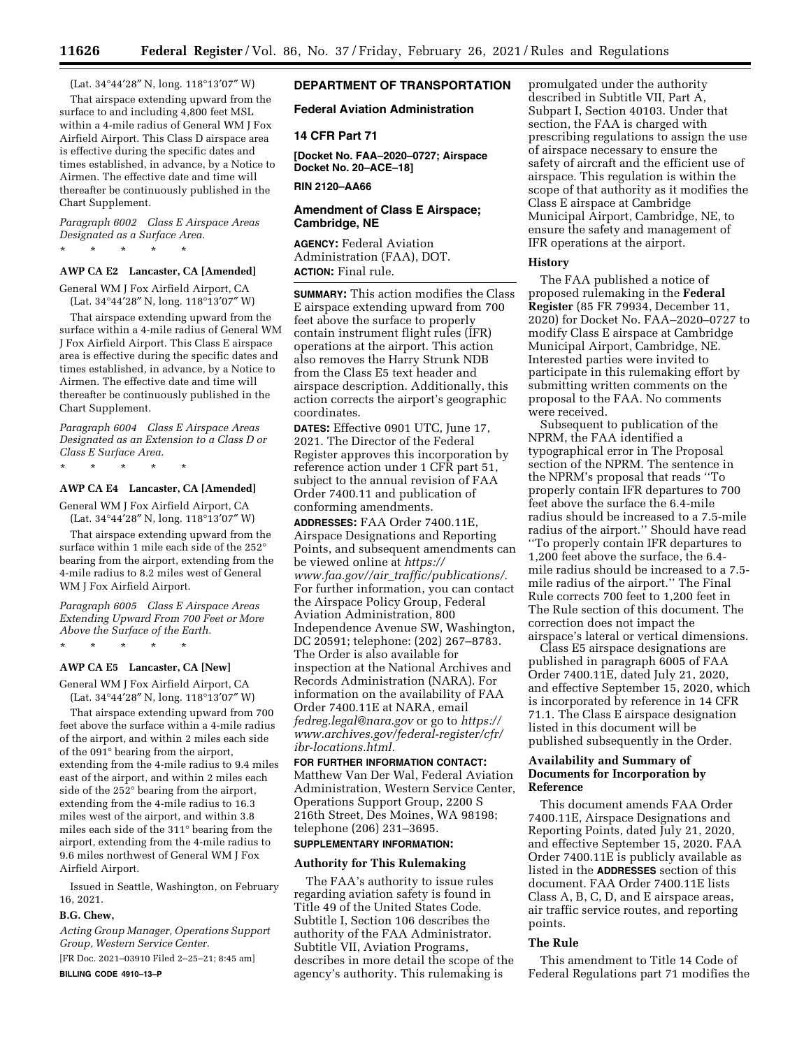(Lat. 34°44′28″ N, long. 118°13′07″ W)

That airspace extending upward from the surface to and including 4,800 feet MSL within a 4-mile radius of General WM J Fox Airfield Airport. This Class D airspace area is effective during the specific dates and times established, in advance, by a Notice to Airmen. The effective date and time will thereafter be continuously published in the Chart Supplement.

*Paragraph 6002 Class E Airspace Areas Designated as a Surface Area.*

\* \* \* \* \*

**AWP CA E2 Lancaster, CA [Amended]**

General WM J Fox Airfield Airport, CA
(Lat. 34°44′28″ N, long. 118°13′07″ W)

That airspace extending upward from the surface within a 4-mile radius of General WM J Fox Airfield Airport. This Class E airspace area is effective during the specific dates and times established, in advance, by a Notice to Airmen. The effective date and time will thereafter be continuously published in the Chart Supplement.

*Paragraph 6004 Class E Airspace Areas Designated as an Extension to a Class D or Class E Surface Area.*

\* \* \* \* \*

**AWP CA E4 Lancaster, CA [Amended]**

General WM J Fox Airfield Airport, CA
(Lat. 34°44′28″ N, long. 118°13′07″ W)

That airspace extending upward from the surface within 1 mile each side of the 252° bearing from the airport, extending from the 4-mile radius to 8.2 miles west of General WM J Fox Airfield Airport.

*Paragraph 6005 Class E Airspace Areas Extending Upward From 700 Feet or More Above the Surface of the Earth.*

\* \* \* \* \*

**AWP CA E5 Lancaster, CA [New]**

General WM J Fox Airfield Airport, CA
(Lat. 34°44′28″ N, long. 118°13′07″ W)

That airspace extending upward from 700 feet above the surface within a 4-mile radius of the airport, and within 2 miles each side of the 091° bearing from the airport, extending from the 4-mile radius to 9.4 miles east of the airport, and within 2 miles each side of the 252° bearing from the airport, extending from the 4-mile radius to 16.3 miles west of the airport, and within 3.8 miles each side of the 311° bearing from the airport, extending from the 4-mile radius to 9.6 miles northwest of General WM J Fox Airfield Airport.

Issued in Seattle, Washington, on February 16, 2021.

**B.G. Chew,**

*Acting Group Manager, Operations Support Group, Western Service Center.*

[FR Doc. 2021–03910 Filed 2–25–21; 8:45 am]

**BILLING CODE 4910–13–P**

## DEPARTMENT OF TRANSPORTATION

### Federal Aviation Administration

### 14 CFR Part 71

**[Docket No. FAA–2020–0727; Airspace Docket No. 20–ACE–18]**

**RIN 2120–AA66**

### Amendment of Class E Airspace; Cambridge, NE

**AGENCY:** Federal Aviation Administration (FAA), DOT.

**ACTION:** Final rule.

**SUMMARY:** This action modifies the Class E airspace extending upward from 700 feet above the surface to properly contain instrument flight rules (IFR) operations at the airport. This action also removes the Harry Strunk NDB from the Class E5 text header and airspace description. Additionally, this action corrects the airport's geographic coordinates.

**DATES:** Effective 0901 UTC, June 17, 2021. The Director of the Federal Register approves this incorporation by reference action under 1 CFR part 51, subject to the annual revision of FAA Order 7400.11 and publication of conforming amendments.

**ADDRESSES:** FAA Order 7400.11E, Airspace Designations and Reporting Points, and subsequent amendments can be viewed online at *https://www.faa.gov//air_traffic/publications/*. For further information, you can contact the Airspace Policy Group, Federal Aviation Administration, 800 Independence Avenue SW, Washington, DC 20591; telephone: (202) 267–8783. The Order is also available for inspection at the National Archives and Records Administration (NARA). For information on the availability of FAA Order 7400.11E at NARA, email *fedreg.legal@nara.gov* or go to *https://www.archives.gov/federal-register/cfr/ibr-locations.html*.

**FOR FURTHER INFORMATION CONTACT:** Matthew Van Der Wal, Federal Aviation Administration, Western Service Center, Operations Support Group, 2200 S 216th Street, Des Moines, WA 98198; telephone (206) 231–3695.

**SUPPLEMENTARY INFORMATION:**

#### Authority for This Rulemaking

The FAA's authority to issue rules regarding aviation safety is found in Title 49 of the United States Code. Subtitle I, Section 106 describes the authority of the FAA Administrator. Subtitle VII, Aviation Programs, describes in more detail the scope of the agency's authority. This rulemaking is promulgated under the authority described in Subtitle VII, Part A, Subpart I, Section 40103. Under that section, the FAA is charged with prescribing regulations to assign the use of airspace necessary to ensure the safety of aircraft and the efficient use of airspace. This regulation is within the scope of that authority as it modifies the Class E airspace at Cambridge Municipal Airport, Cambridge, NE, to ensure the safety and management of IFR operations at the airport.

#### History

The FAA published a notice of proposed rulemaking in the **Federal Register** (85 FR 79934, December 11, 2020) for Docket No. FAA–2020–0727 to modify Class E airspace at Cambridge Municipal Airport, Cambridge, NE. Interested parties were invited to participate in this rulemaking effort by submitting written comments on the proposal to the FAA. No comments were received.

Subsequent to publication of the NPRM, the FAA identified a typographical error in The Proposal section of the NPRM. The sentence in the NPRM's proposal that reads ''To properly contain IFR departures to 700 feet above the surface the 6.4-mile radius should be increased to a 7.5-mile radius of the airport.'' Should have read ''To properly contain IFR departures to 1,200 feet above the surface, the 6.4-mile radius should be increased to a 7.5-mile radius of the airport.'' The Final Rule corrects 700 feet to 1,200 feet in The Rule section of this document. The correction does not impact the airspace's lateral or vertical dimensions.

Class E5 airspace designations are published in paragraph 6005 of FAA Order 7400.11E, dated July 21, 2020, and effective September 15, 2020, which is incorporated by reference in 14 CFR 71.1. The Class E airspace designation listed in this document will be published subsequently in the Order.

#### Availability and Summary of Documents for Incorporation by Reference

This document amends FAA Order 7400.11E, Airspace Designations and Reporting Points, dated July 21, 2020, and effective September 15, 2020. FAA Order 7400.11E is publicly available as listed in the **ADDRESSES** section of this document. FAA Order 7400.11E lists Class A, B, C, D, and E airspace areas, air traffic service routes, and reporting points.

#### The Rule

This amendment to Title 14 Code of Federal Regulations part 71 modifies the